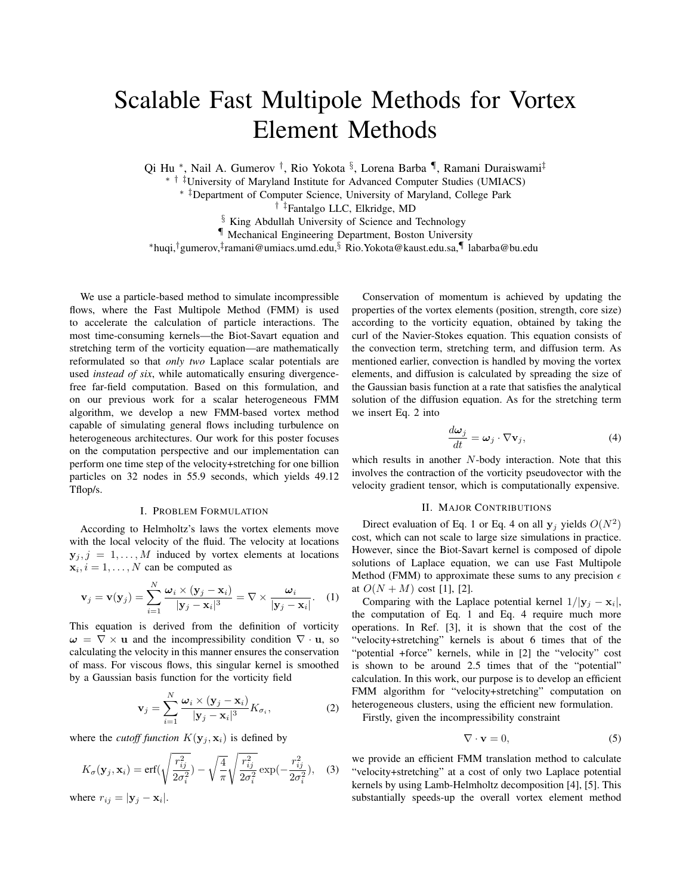# Scalable Fast Multipole Methods for Vortex Element Methods

Qi Hu [*], Nail A. Gumerov [†], Rio Yokota [§], Lorena Barba [¶], Ramani Duraiswami [‡]

[*] [†] [‡] University of Maryland Institute for Advanced Computer Studies (UMIACS)

[*] [‡] Department of Computer Science, University of Maryland, College Park

[†] [‡] Fantalgo LLC, Elkridge, MD

[§] King Abdullah University of Science and Technology

[¶] Mechanical Engineering Department, Boston University

[*] huqi, [†] gumerov, [‡] ramani@umiacs.umd.edu, [§] Rio.Yokota@kaust.edu.sa, [¶] labarba@bu.edu

We use a particle-based method to simulate incompressible flows, where the Fast Multipole Method (FMM) is used to accelerate the calculation of particle interactions. The most time-consuming kernels—the Biot-Savart equation and stretching term of the vorticity equation—are mathematically reformulated so that *only two* Laplace scalar potentials are used *instead of six*, while automatically ensuring divergence-free far-field computation. Based on this formulation, and on our previous work for a scalar heterogeneous FMM algorithm, we develop a new FMM-based vortex method capable of simulating general flows including turbulence on heterogeneous architectures. Our work for this poster focuses on the computation perspective and our implementation can perform one time step of the velocity+stretching for one billion particles on 32 nodes in 55.9 seconds, which yields 49.12 Tflop/s.

## I. Problem Formulation

According to Helmholtz's laws the vortex elements move with the local velocity of the fluid. The velocity at locations $\mathbf{y}_j, j = 1, \dots, M$ induced by vortex elements at locations $\mathbf{x}_i, i = 1, \dots, N$ can be computed as

$$\mathbf{v}_j = \mathbf{v}(\mathbf{y}_j) = \sum_{i=1}^{N} \frac{\boldsymbol{\omega}_i \times (\mathbf{y}_j - \mathbf{x}_i)}{|\mathbf{y}_j - \mathbf{x}_i|^3} = \nabla \times \frac{\boldsymbol{\omega}_i}{|\mathbf{y}_j - \mathbf{x}_i|}. \quad (1)$$

This equation is derived from the definition of vorticity $\boldsymbol{\omega} = \nabla \times \mathbf{u}$ and the incompressibility condition $\nabla \cdot \mathbf{u}$, so calculating the velocity in this manner ensures the conservation of mass. For viscous flows, this singular kernel is smoothed by a Gaussian basis function for the vorticity field

$$\mathbf{v}_j = \sum_{i=1}^{N} \frac{\boldsymbol{\omega}_i \times (\mathbf{y}_j - \mathbf{x}_i)}{|\mathbf{y}_j - \mathbf{x}_i|^3} K_{\sigma_i}, \quad (2)$$

where the *cutoff function* $K(\mathbf{y}_j, \mathbf{x}_i)$ is defined by

$$K_\sigma(\mathbf{y}_j, \mathbf{x}_i) = \text{erf}\left(\sqrt{\frac{r_{ij}^2}{2\sigma_i^2}}\right) - \sqrt{\frac{4}{\pi}} \sqrt{\frac{r_{ij}^2}{2\sigma_i^2}} \exp\left(-\frac{r_{ij}^2}{2\sigma_i^2}\right), \quad (3)$$

where $r_{ij} = |\mathbf{y}_j - \mathbf{x}_i|$.

Conservation of momentum is achieved by updating the properties of the vortex elements (position, strength, core size) according to the vorticity equation, obtained by taking the curl of the Navier-Stokes equation. This equation consists of the convection term, stretching term, and diffusion term. As mentioned earlier, convection is handled by moving the vortex elements, and diffusion is calculated by spreading the size of the Gaussian basis function at a rate that satisfies the analytical solution of the diffusion equation. As for the stretching term we insert Eq. 2 into

$$\frac{d\boldsymbol{\omega}_j}{dt} = \boldsymbol{\omega}_j \cdot \nabla \mathbf{v}_j, \quad (4)$$

which results in another $N$-body interaction. Note that this involves the contraction of the vorticity pseudovector with the velocity gradient tensor, which is computationally expensive.

## II. Major Contributions

Direct evaluation of Eq. 1 or Eq. 4 on all $\mathbf{y}_j$ yields $O(N^2)$ cost, which can not scale to large size simulations in practice. However, since the Biot-Savart kernel is composed of dipole solutions of Laplace equation, we can use Fast Multipole Method (FMM) to approximate these sums to any precision $\epsilon$ at $O(N + M)$ cost [1], [2].

Comparing with the Laplace potential kernel $1/|\mathbf{y}_j - \mathbf{x}_i|$, the computation of Eq. 1 and Eq. 4 require much more operations. In Ref. [3], it is shown that the cost of the "velocity+stretching" kernels is about 6 times that of the "potential +force" kernels, while in [2] the "velocity" cost is shown to be around 2.5 times that of the "potential" calculation. In this work, our purpose is to develop an efficient FMM algorithm for "velocity+stretching" computation on heterogeneous clusters, using the efficient new formulation.

Firstly, given the incompressibility constraint

$$\nabla \cdot \mathbf{v} = 0, \quad (5)$$

we provide an efficient FMM translation method to calculate "velocity+stretching" at a cost of only two Laplace potential kernels by using Lamb-Helmholtz decomposition [4], [5]. This substantially speeds-up the overall vortex element method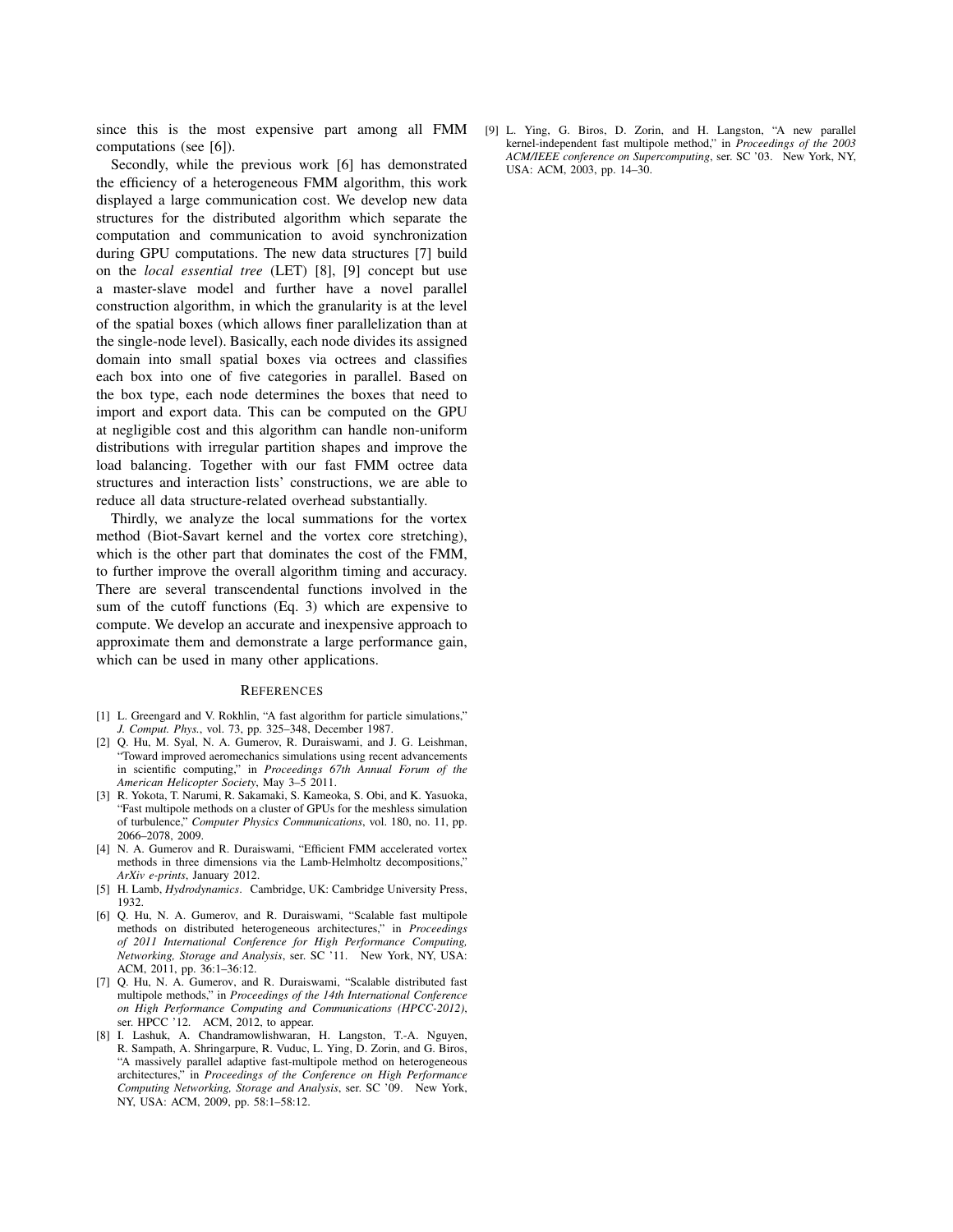since this is the most expensive part among all FMM computations (see [6]).

Secondly, while the previous work [6] has demonstrated the efficiency of a heterogeneous FMM algorithm, this work displayed a large communication cost. We develop new data structures for the distributed algorithm which separate the computation and communication to avoid synchronization during GPU computations. The new data structures [7] build on the *local essential tree* (LET) [8], [9] concept but use a master-slave model and further have a novel parallel construction algorithm, in which the granularity is at the level of the spatial boxes (which allows finer parallelization than at the single-node level). Basically, each node divides its assigned domain into small spatial boxes via octrees and classifies each box into one of five categories in parallel. Based on the box type, each node determines the boxes that need to import and export data. This can be computed on the GPU at negligible cost and this algorithm can handle non-uniform distributions with irregular partition shapes and improve the load balancing. Together with our fast FMM octree data structures and interaction lists' constructions, we are able to reduce all data structure-related overhead substantially.

Thirdly, we analyze the local summations for the vortex method (Biot-Savart kernel and the vortex core stretching), which is the other part that dominates the cost of the FMM, to further improve the overall algorithm timing and accuracy. There are several transcendental functions involved in the sum of the cutoff functions (Eq. 3) which are expensive to compute. We develop an accurate and inexpensive approach to approximate them and demonstrate a large performance gain, which can be used in many other applications.

## REFERENCES

[1] L. Greengard and V. Rokhlin, "A fast algorithm for particle simulations," *J. Comput. Phys.*, vol. 73, pp. 325–348, December 1987.

[2] Q. Hu, M. Syal, N. A. Gumerov, R. Duraiswami, and J. G. Leishman, "Toward improved aeromechanics simulations using recent advancements in scientific computing," in *Proceedings 67th Annual Forum of the American Helicopter Society*, May 3–5 2011.

[3] R. Yokota, T. Narumi, R. Sakamaki, S. Kameoka, S. Obi, and K. Yasuoka, "Fast multipole methods on a cluster of GPUs for the meshless simulation of turbulence," *Computer Physics Communications*, vol. 180, no. 11, pp. 2066–2078, 2009.

[4] N. A. Gumerov and R. Duraiswami, "Efficient FMM accelerated vortex methods in three dimensions via the Lamb-Helmholtz decompositions," *ArXiv e-prints*, January 2012.

[5] H. Lamb, *Hydrodynamics*. Cambridge, UK: Cambridge University Press, 1932.

[6] Q. Hu, N. A. Gumerov, and R. Duraiswami, "Scalable fast multipole methods on distributed heterogeneous architectures," in *Proceedings of 2011 International Conference for High Performance Computing, Networking, Storage and Analysis*, ser. SC '11. New York, NY, USA: ACM, 2011, pp. 36:1–36:12.

[7] Q. Hu, N. A. Gumerov, and R. Duraiswami, "Scalable distributed fast multipole methods," in *Proceedings of the 14th International Conference on High Performance Computing and Communications (HPCC-2012)*, ser. HPCC '12. ACM, 2012, to appear.

[8] I. Lashuk, A. Chandramowlishwaran, H. Langston, T.-A. Nguyen, R. Sampath, A. Shringarpure, R. Vuduc, L. Ying, D. Zorin, and G. Biros, "A massively parallel adaptive fast-multipole method on heterogeneous architectures," in *Proceedings of the Conference on High Performance Computing Networking, Storage and Analysis*, ser. SC '09. New York, NY, USA: ACM, 2009, pp. 58:1–58:12.

[9] L. Ying, G. Biros, D. Zorin, and H. Langston, "A new parallel kernel-independent fast multipole method," in *Proceedings of the 2003 ACM/IEEE conference on Supercomputing*, ser. SC '03. New York, NY, USA: ACM, 2003, pp. 14–30.